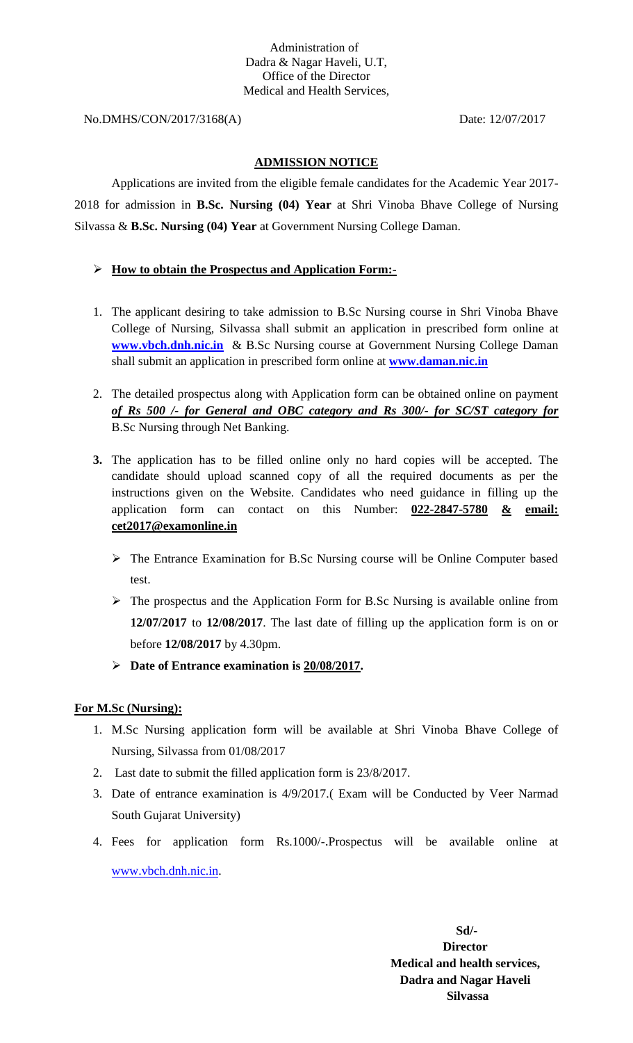Administration of
Dadra & Nagar Haveli, U.T,
Office of the Director
Medical and Health Services,

No.DMHS/CON/2017/3168(A)

Date: 12/07/2017

## ADMISSION NOTICE

Applications are invited from the eligible female candidates for the Academic Year 2017-2018 for admission in **B.Sc. Nursing (04) Year** at Shri Vinoba Bhave College of Nursing Silvassa & **B.Sc. Nursing (04) Year** at Government Nursing College Daman.

- **How to obtain the Prospectus and Application Form:-**

1. The applicant desiring to take admission to B.Sc Nursing course in Shri Vinoba Bhave College of Nursing, Silvassa shall submit an application in prescribed form online at **www.vbch.dnh.nic.in** & B.Sc Nursing course at Government Nursing College Daman shall submit an application in prescribed form online at **www.daman.nic.in**

2. The detailed prospectus along with Application form can be obtained online on payment ***of Rs 500 /- for General and OBC category and Rs 300/- for SC/ST category for*** B.Sc Nursing through Net Banking.

3. The application has to be filled online only no hard copies will be accepted. The candidate should upload scanned copy of all the required documents as per the instructions given on the Website. Candidates who need guidance in filling up the application form can contact on this Number: **022-2847-5780 & email: cet2017@examonline.in**

   - The Entrance Examination for B.Sc Nursing course will be Online Computer based test.
   - The prospectus and the Application Form for B.Sc Nursing is available online from **12/07/2017** to **12/08/2017**. The last date of filling up the application form is on or before **12/08/2017** by 4.30pm.
   - **Date of Entrance examination is 20/08/2017.**

**For M.Sc (Nursing):**

1. M.Sc Nursing application form will be available at Shri Vinoba Bhave College of Nursing, Silvassa from 01/08/2017
2. Last date to submit the filled application form is 23/8/2017.
3. Date of entrance examination is 4/9/2017.( Exam will be Conducted by Veer Narmad South Gujarat University)
4. Fees for application form Rs.1000/-.Prospectus will be available online at www.vbch.dnh.nic.in.

**Sd/-**
**Director**
**Medical and health services,**
**Dadra and Nagar Haveli**
**Silvassa**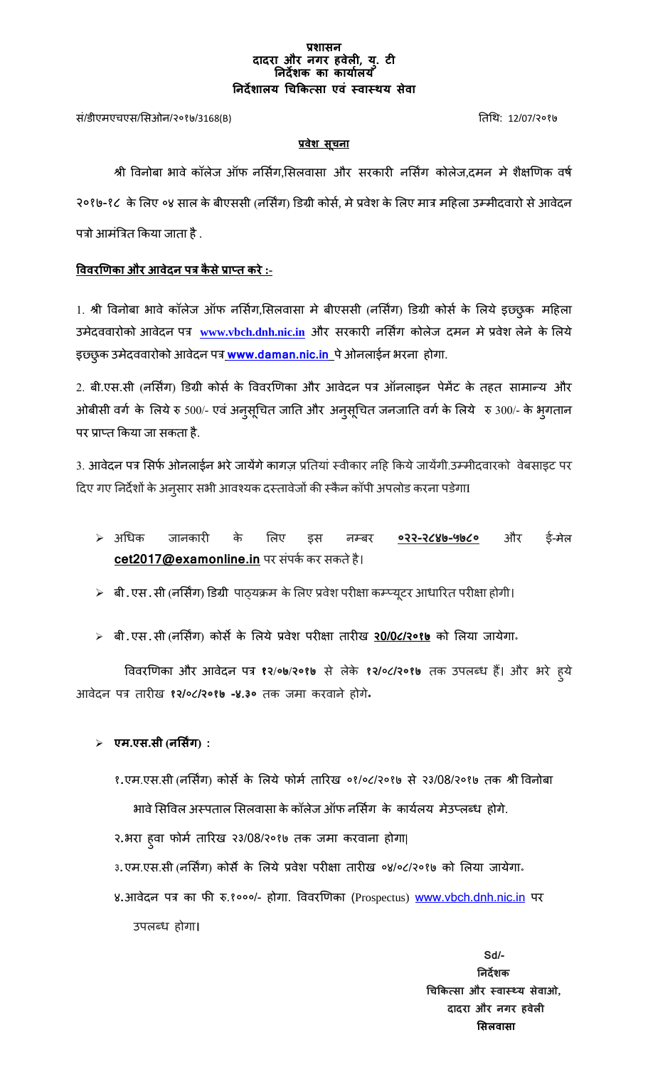**प्रशासन**
**दादरा और नगर हवेली, यु. टी**
**निर्देशक का कार्यालय**
**निर्देशालय चिकित्सा एवं स्वास्थय सेवा**

सं/डीएमएचएस/सिओन/२०१७/3168(B) तिथि: 12/07/२०१७

**प्रवेश सूचना**

श्री विनोबा भावे कॉलेज ऑफ नर्सिंग,सिलवासा और सरकारी नर्सिंग कोलेज,दमन मे शैक्षणिक वर्ष २०१७-१८ के लिए ०४ साल के बीएससी (नर्सिंग) डिग्री कोर्स, मे प्रवेश के लिए मात्र महिला उम्मीदवारो से आवेदन पत्रो आमंत्रित किया जाता है .

**विवरणिका और आवेदन पत्र कैसे प्राप्त करे :-**

1. श्री विनोबा भावे कॉलेज ऑफ नर्सिंग,सिलवासा मे बीएससी (नर्सिंग) डिग्री कोर्स के लिये इच्छुक महिला उमेदवारोको आवेदन पत्र **www.vbch.dnh.nic.in** और सरकारी नर्सिंग कोलेज दमन मे प्रवेश लेने के लिये इच्छुक उमेदवारोको आवेदन पत्र **www.daman.nic.in** पे ओनलाईन भरना होगा.

2. बी.एस.सी (नर्सिंग) डिग्री कोर्स के विवरणिका और आवेदन पत्र ऑनलाइन पेमेंट के तहत सामान्य और ओबीसी वर्ग के लिये रु 500/- एवं अनुसूचित जाति और अनुसूचित जनजाति वर्ग के लिये रु 300/- के भुगतान पर प्राप्त किया जा सकता है.

3. आवेदन पत्र सिर्फ ओनलाईन भरे जायेंगे कागज़ प्रतियां स्वीकार नहि किये जायेंगी.उम्मीदवारको वेबसाइट पर दिए गए निर्देशों के अनुसार सभी आवश्यक दस्तावेजों की स्कैन कॉपी अपलोड करना पडेगा।

- अधिक जानकारी के लिए इस नम्बर **०२२-२८४७-५७८०** और ईं-मेल **cet2017@examonline.in** पर संपर्क कर सकते है।
- **बी.एस.सी** (नर्सिंग) डिग्री पाठ्यक्रम के लिए प्रवेश परीक्षा कम्प्यूटर आधारित परीक्षा होगी।
- **बी.एस.सी** (नर्सिंग) कोर्स के लिये प्रवेश परीक्षा तारीख **२0/0८/२०१७** को लिया जायेगा।

विवरणिका और आवेदन पत्र **१२/०७/२०१७** से लेके **१२/०८/२०१७** तक उपलब्ध हैं। और भरे हुये आवेदन पत्र तारीख **१२/०८/२०१७ -४.३०** तक जमा करवाने होगे**.**

- **एम.एस.सी (नर्सिंग) :**

  १.एम.एस.सी (नर्सिंग) कोर्स के लिये फोर्म तारिख ०१/०८/२०१७ से २३/08/२०१७ तक श्री विनोबा भावे सिविल अस्पताल सिलवासा के कॉलेज ऑफ नर्सिंग के कार्यलय मेउप्लब्ध होगे.

  २.भरा हुवा फोर्म तारिख २३/08/२०१७ तक जमा करवाना होगा|

  ३.एम.एस.सी (नर्सिंग) कोर्स के लिये प्रवेश परीक्षा तारीख ०४/०८/२०१७ को लिया जायेगा।

  ४.आवेदन पत्र का फी रु.१०००/- होगा. विवरणिका (Prospectus) www.vbch.dnh.nic.in पर उपलब्ध होगा।

**Sd/-**
**निर्देशक**
**चिकित्सा और स्वास्थ्य सेवाओ,**
**दादरा और नगर हवेली**
**सिलवासा**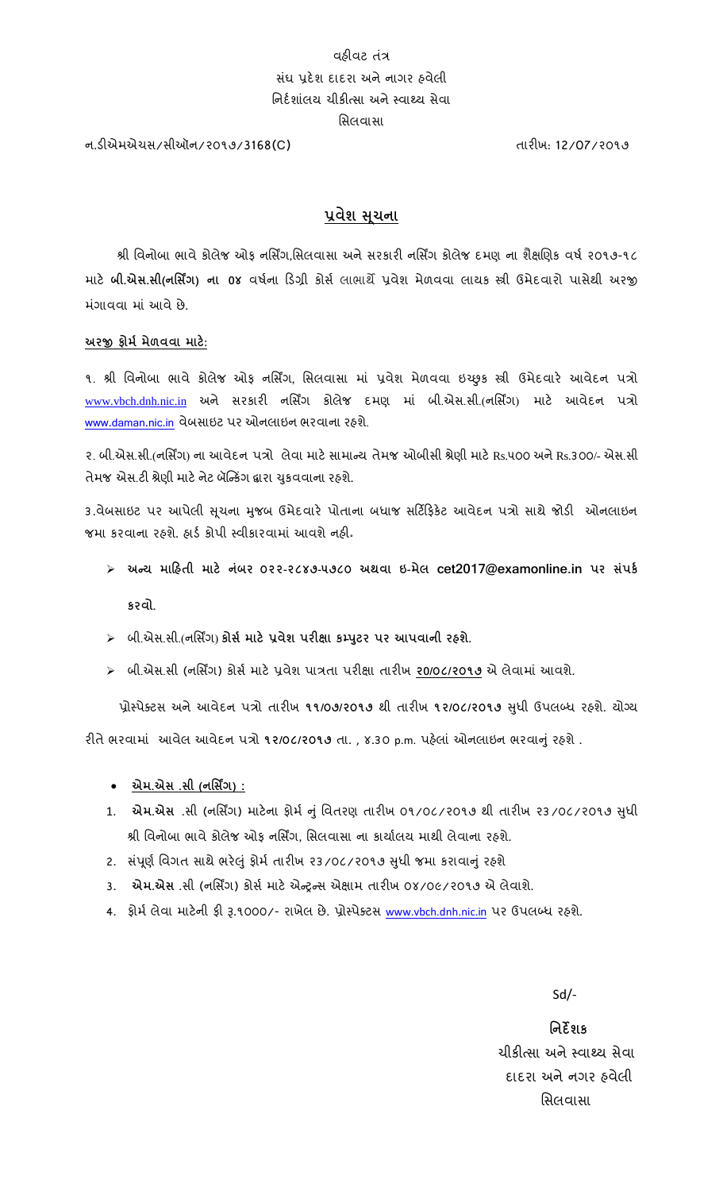વહીવટ તંત્ર
સંઘ પ્રદેશ દાદરા અને નાગર હવેલી
નિર્દેશાંલય ચીકીત્સા અને સ્વાથ્ય સેવા
સિલવાસા

ન.ડીએમએચસ/સીઓન/૨૦૧૭/3168(C)

તારીખ: 12/07/૨૦૧૭

## પ્રવેશ સૂચના

શ્રી વિનોબા ભાવે કોલેજ ઓફ નર્સિંગ,સિલવાસા અને સરકારી નર્સિંગ કોલેજ દમણ ના શૈક્ષણિક વર્ષ ૨૦૧૭-૧૮ માટે **બી.એસ.સી(નર્સિંગ) ના ૦૪** વર્ષના ડિગ્રી કોર્સ લાભાર્થે પ્રવેશ મેળવવા લાયક સ્ત્રી ઉમેદવારો પાસેથી અરજી મંગાવવા માં આવે છે.

**અરજી ફોર્મ મેળવવા માટે:**

૧. શ્રી વિનોબા ભાવે કોલેજ ઓફ નર્સિંગ, સિલવાસા માં પ્રવેશ મેળવવા ઇચ્છુક સ્ત્રી ઉમેદવારે આવેદન પત્રો www.vbch.dnh.nic.in અને સરકારી નર્સિંગ કોલેજ દમણ માં બી.એસ.સી.(નર્સિંગ) માટે આવેદન પત્રો www.daman.nic.in વેબસાઇટ પર ઓનલાઇન ભરવાના રહશે.

૨. બી.એસ.સી.(નર્સિંગ) ના આવેદન પત્રો લેવા માટે સામાન્ય તેમજ ઓબીસી શ્રેણી માટે Rs.૫૦૦ અને Rs.૩૦૦/- એસ.સી તેમજ એસ.ટી શ્રેણી માટે નેટ બેન્કિંગ દ્વારા ચુકવવાના રહશે.

૩.વેબસાઇટ પર આપેલી સૂચના મુજબ ઉમેદવારે પોતાના બધાજ સર્ટિફિકેટ આવેદન પત્રો સાથે જોડી ઓનલાઇન જમા કરવાના રહશે. હાર્ડ કોપી સ્વીકારવામાં આવશે નહી.

- **અન્ય માહિતી માટે નંબર ૦૨૨-૨૮૪૭-૫૭૮૦ અથવા ઇ-મેલ cet2017@examonline.in પર સંપર્ક કરવો.**
- બી.એસ.સી.(નર્સિંગ) **કોર્સ માટે પ્રવેશ પરીક્ષા કમ્પુટર પર આપવાની રહશે.**
- બી.એસ.સી (નર્સિંગ) કોર્સ માટે પ્રવેશ પાત્રતા પરીક્ષા તારીખ **<u>૨૦/૦૮/૨૦૧૭</u>** એ લેવામાં આવશે.

પ્રોસ્પેક્ટસ અને આવેદન પત્રો તારીખ **૧૧/૦૭/૨૦૧૭** થી તારીખ **૧૨/૦૮/૨૦૧૭** સુધી ઉપલબ્ધ રહશે. યોગ્ય રીતે ભરવામાં આવેલ આવેદન પત્રો **૧૨/૦૮/૨૦૧૭** તા. , ૪.૩૦ p.m. પહેલાં ઓનલાઇન ભરવાનું રહશે .

- **<u>એમ.એસ .સી (નર્સિંગ) :</u>**

1. **એમ.એસ** .સી (નર્સિંગ) માટેના ફોર્મ નું વિતરણ તારીખ ૦૧/૦૮/૨૦૧૭ થી તારીખ ૨૩/૦૮/૨૦૧૭ સુધી શ્રી વિનોબા ભાવે કોલેજ ઓફ નર્સિંગ, સિલવાસા ના કાર્યાલય માથી લેવાના રહશે.
2. સંપૂર્ણ વિગત સાથે ભરેલું ફોર્મ તારીખ ૨૩/૦૮/૨૦૧૭ સુધી જમા કરાવાનું રહશે
3. **એમ.એસ** .સી (નર્સિંગ) કોર્સ માટે એન્ટ્રન્સ એક્ષામ તારીખ ૦૪/૦૯/૨૦૧૭ એ લેવાશે.
4. ફોર્મ લેવા માટેની ફી રૂ.૧૦૦૦/- રાખેલ છે. પ્રોસ્પેક્ટસ www.vbch.dnh.nic.in પર ઉપલબ્ધ રહશે.

Sd/-

**નિર્દેશક**
ચીકીત્સા અને સ્વાથ્ય સેવા
દાદરા અને નગર હવેલી
સિલવાસા